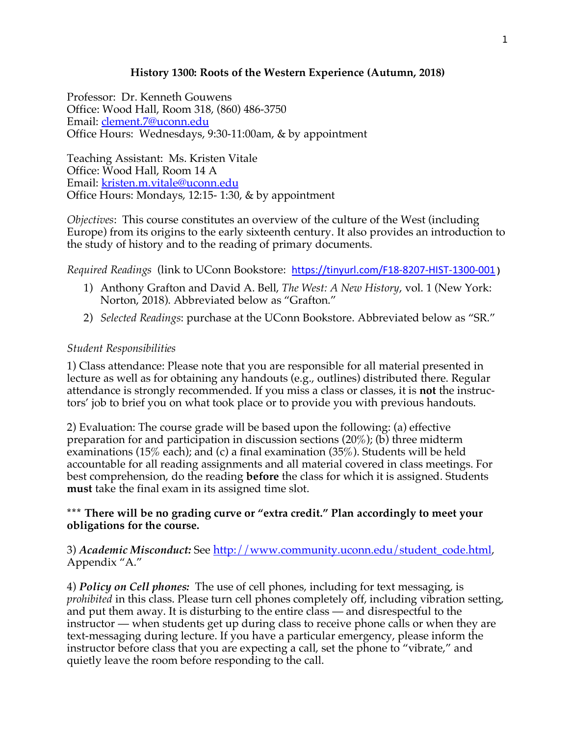# History 1300: Roots of the Western Experience (Autumn, 2018)

Professor: Dr. Kenneth Gouwens
Office: Wood Hall, Room 318, (860) 486-3750
Email: clement.7@uconn.edu
Office Hours: Wednesdays, 9:30-11:00am, & by appointment

Teaching Assistant: Ms. Kristen Vitale
Office: Wood Hall, Room 14 A
Email: kristen.m.vitale@uconn.edu
Office Hours: Mondays, 12:15- 1:30, & by appointment

*Objectives*: This course constitutes an overview of the culture of the West (including Europe) from its origins to the early sixteenth century. It also provides an introduction to the study of history and to the reading of primary documents.

*Required Readings* (link to UConn Bookstore: https://tinyurl.com/F18-8207-HIST-1300-001)

1) Anthony Grafton and David A. Bell, *The West: A New History*, vol. 1 (New York: Norton, 2018). Abbreviated below as "Grafton."
2) *Selected Readings*: purchase at the UConn Bookstore. Abbreviated below as "SR."

*Student Responsibilities*

1) Class attendance: Please note that you are responsible for all material presented in lecture as well as for obtaining any handouts (e.g., outlines) distributed there. Regular attendance is strongly recommended. If you miss a class or classes, it is **not** the instructors' job to brief you on what took place or to provide you with previous handouts.

2) Evaluation: The course grade will be based upon the following: (a) effective preparation for and participation in discussion sections (20%); (b) three midterm examinations (15% each); and (c) a final examination (35%). Students will be held accountable for all reading assignments and all material covered in class meetings. For best comprehension, do the reading **before** the class for which it is assigned. Students **must** take the final exam in its assigned time slot.

\*\*\* **There will be no grading curve or "extra credit." Plan accordingly to meet your obligations for the course.**

3) ***Academic Misconduct:*** See http://www.community.uconn.edu/student_code.html, Appendix "A."

4) ***Policy on Cell phones:*** The use of cell phones, including for text messaging, is *prohibited* in this class. Please turn cell phones completely off, including vibration setting, and put them away. It is disturbing to the entire class — and disrespectful to the instructor — when students get up during class to receive phone calls or when they are text-messaging during lecture. If you have a particular emergency, please inform the instructor before class that you are expecting a call, set the phone to "vibrate," and quietly leave the room before responding to the call.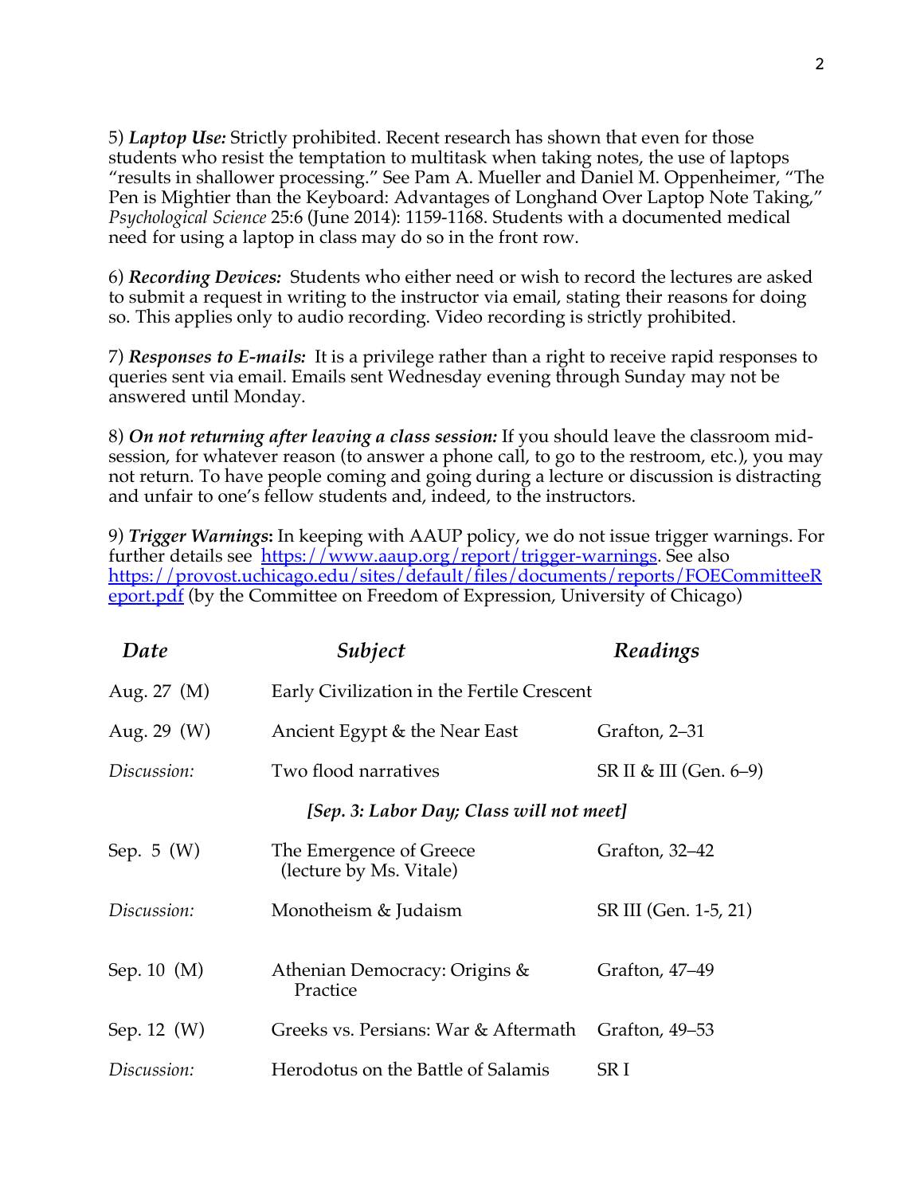5) ***Laptop Use:*** Strictly prohibited. Recent research has shown that even for those students who resist the temptation to multitask when taking notes, the use of laptops "results in shallower processing." See Pam A. Mueller and Daniel M. Oppenheimer, "The Pen is Mightier than the Keyboard: Advantages of Longhand Over Laptop Note Taking," *Psychological Science* 25:6 (June 2014): 1159-1168. Students with a documented medical need for using a laptop in class may do so in the front row.

6) ***Recording Devices:*** Students who either need or wish to record the lectures are asked to submit a request in writing to the instructor via email, stating their reasons for doing so. This applies only to audio recording. Video recording is strictly prohibited.

7) ***Responses to E-mails:*** It is a privilege rather than a right to receive rapid responses to queries sent via email. Emails sent Wednesday evening through Sunday may not be answered until Monday.

8) ***On not returning after leaving a class session:*** If you should leave the classroom mid-session, for whatever reason (to answer a phone call, to go to the restroom, etc.), you may not return. To have people coming and going during a lecture or discussion is distracting and unfair to one's fellow students and, indeed, to the instructors.

9) ***Trigger Warnings*:** In keeping with AAUP policy, we do not issue trigger warnings. For further details see https://www.aaup.org/report/trigger-warnings. See also https://provost.uchicago.edu/sites/default/files/documents/reports/FOECommitteeReport.pdf (by the Committee on Freedom of Expression, University of Chicago)

| *Date* | *Subject* | *Readings* |
|---|---|---|
| Aug. 27 (M) | Early Civilization in the Fertile Crescent | |
| Aug. 29 (W) | Ancient Egypt & the Near East | Grafton, 2–31 |
| *Discussion:* | Two flood narratives | SR II & III (Gen. 6–9) |
| | ***[Sep. 3: Labor Day; Class will not meet]*** | |
| Sep. 5 (W) | The Emergence of Greece (lecture by Ms. Vitale) | Grafton, 32–42 |
| *Discussion:* | Monotheism & Judaism | SR III (Gen. 1-5, 21) |
| Sep. 10 (M) | Athenian Democracy: Origins & Practice | Grafton, 47–49 |
| Sep. 12 (W) | Greeks vs. Persians: War & Aftermath | Grafton, 49–53 |
| *Discussion:* | Herodotus on the Battle of Salamis | SR I |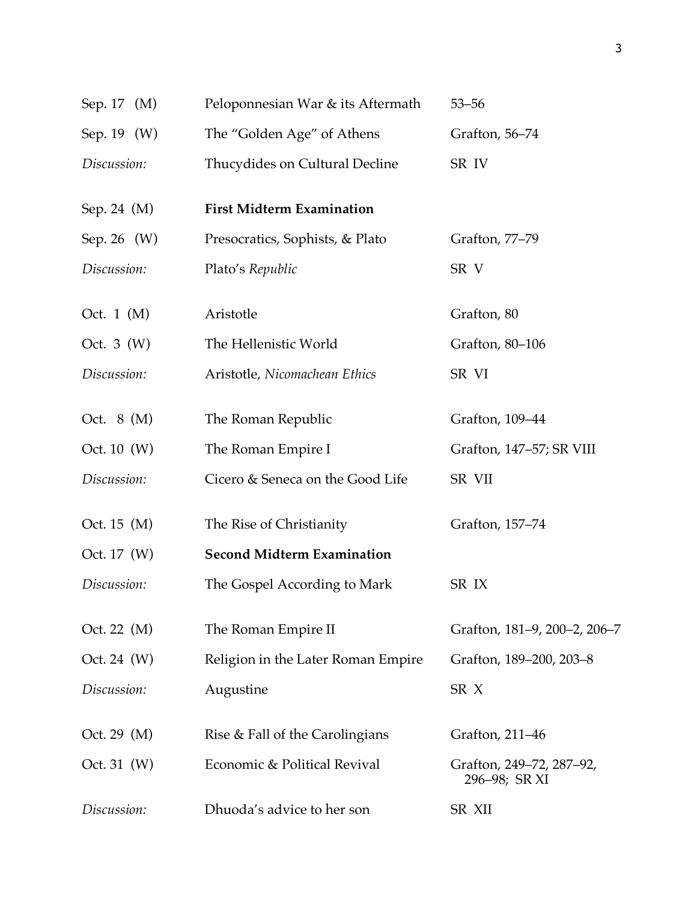| | | |
|---|---|---|
| Sep. 17 (M) | Peloponnesian War & its Aftermath | 53–56 |
| Sep. 19 (W) | The "Golden Age" of Athens | Grafton, 56–74 |
| *Discussion:* | Thucydides on Cultural Decline | SR IV |
| Sep. 24 (M) | **First Midterm Examination** | |
| Sep. 26 (W) | Presocratics, Sophists, & Plato | Grafton, 77–79 |
| *Discussion:* | Plato's *Republic* | SR V |
| Oct. 1 (M) | Aristotle | Grafton, 80 |
| Oct. 3 (W) | The Hellenistic World | Grafton, 80–106 |
| *Discussion:* | Aristotle, *Nicomachean Ethics* | SR VI |
| Oct. 8 (M) | The Roman Republic | Grafton, 109–44 |
| Oct. 10 (W) | The Roman Empire I | Grafton, 147–57; SR VIII |
| *Discussion:* | Cicero & Seneca on the Good Life | SR VII |
| Oct. 15 (M) | The Rise of Christianity | Grafton, 157–74 |
| Oct. 17 (W) | **Second Midterm Examination** | |
| *Discussion:* | The Gospel According to Mark | SR IX |
| Oct. 22 (M) | The Roman Empire II | Grafton, 181–9, 200–2, 206–7 |
| Oct. 24 (W) | Religion in the Later Roman Empire | Grafton, 189–200, 203–8 |
| *Discussion:* | Augustine | SR X |
| Oct. 29 (M) | Rise & Fall of the Carolingians | Grafton, 211–46 |
| Oct. 31 (W) | Economic & Political Revival | Grafton, 249–72, 287–92, 296–98; SR XI |
| *Discussion:* | Dhuoda's advice to her son | SR XII |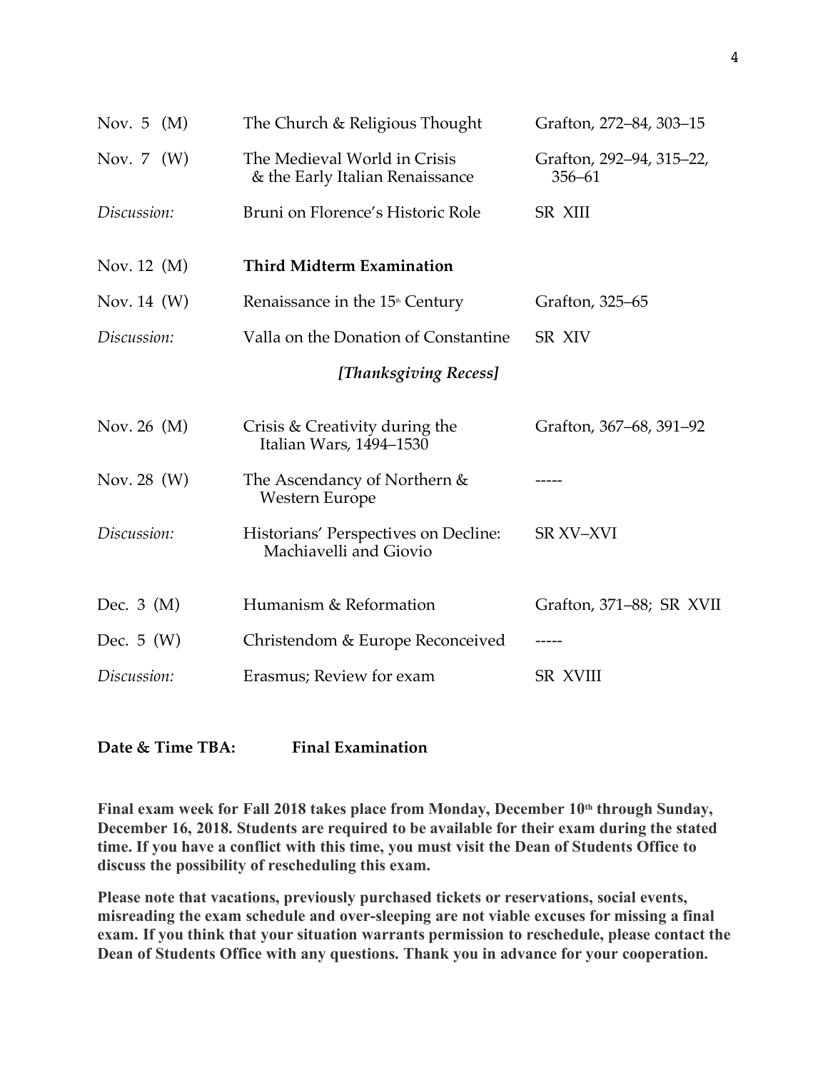| | | |
|---|---|---|
| Nov. 5 (M) | The Church & Religious Thought | Grafton, 272–84, 303–15 |
| Nov. 7 (W) | The Medieval World in Crisis & the Early Italian Renaissance | Grafton, 292–94, 315–22, 356–61 |
| *Discussion:* | Bruni on Florence's Historic Role | SR XIII |
| Nov. 12 (M) | **Third Midterm Examination** | |
| Nov. 14 (W) | Renaissance in the 15th Century | Grafton, 325–65 |
| *Discussion:* | Valla on the Donation of Constantine | SR XIV |
| | ***[Thanksgiving Recess]*** | |
| Nov. 26 (M) | Crisis & Creativity during the Italian Wars, 1494–1530 | Grafton, 367–68, 391–92 |
| Nov. 28 (W) | The Ascendancy of Northern & Western Europe | ----- |
| *Discussion:* | Historians' Perspectives on Decline: Machiavelli and Giovio | SR XV–XVI |
| Dec. 3 (M) | Humanism & Reformation | Grafton, 371–88; SR XVII |
| Dec. 5 (W) | Christendom & Europe Reconceived | ----- |
| *Discussion:* | Erasmus; Review for exam | SR XVIII |

**Date & Time TBA: Final Examination**

**Final exam week for Fall 2018 takes place from Monday, December 10th through Sunday, December 16, 2018. Students are required to be available for their exam during the stated time. If you have a conflict with this time, you must visit the Dean of Students Office to discuss the possibility of rescheduling this exam.**

**Please note that vacations, previously purchased tickets or reservations, social events, misreading the exam schedule and over-sleeping are not viable excuses for missing a final exam. If you think that your situation warrants permission to reschedule, please contact the Dean of Students Office with any questions. Thank you in advance for your cooperation.**